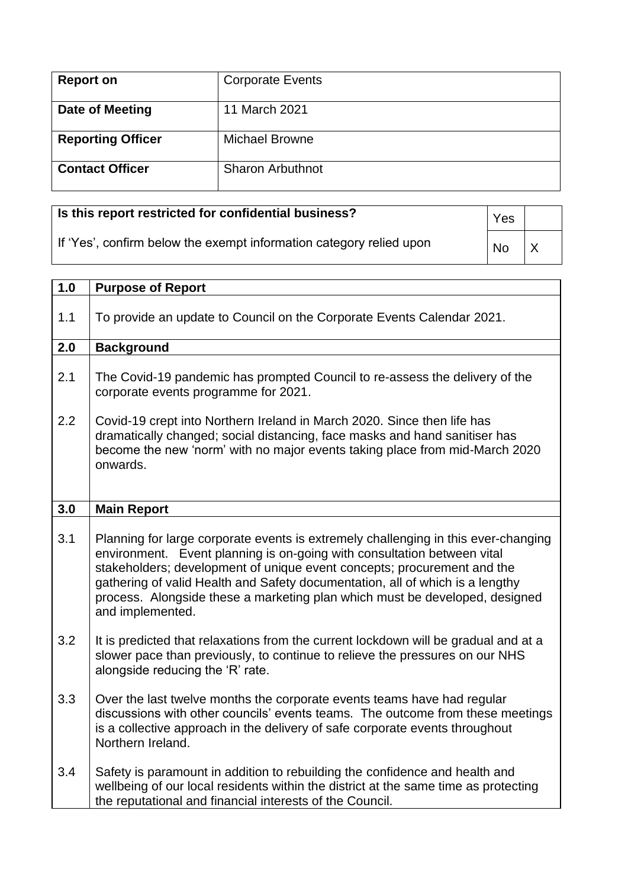| **Report on** | Corporate Events |
|---|---|
| **Date of Meeting** | 11 March 2021 |
| **Reporting Officer** | Michael Browne |
| **Contact Officer** | Sharon Arbuthnot |

| **Is this report restricted for confidential business?** | Yes | |
|---|---|---|
| If 'Yes', confirm below the exempt information category relied upon | No | X |

| **1.0** | **Purpose of Report** |
|---|---|
| 1.1 | To provide an update to Council on the Corporate Events Calendar 2021. |
| **2.0** | **Background** |
| 2.1 | The Covid-19 pandemic has prompted Council to re-assess the delivery of the corporate events programme for 2021. |
| 2.2 | Covid-19 crept into Northern Ireland in March 2020. Since then life has dramatically changed; social distancing, face masks and hand sanitiser has become the new 'norm' with no major events taking place from mid-March 2020 onwards. |
| **3.0** | **Main Report** |
| 3.1 | Planning for large corporate events is extremely challenging in this ever-changing environment. Event planning is on-going with consultation between vital stakeholders; development of unique event concepts; procurement and the gathering of valid Health and Safety documentation, all of which is a lengthy process. Alongside these a marketing plan which must be developed, designed and implemented. |
| 3.2 | It is predicted that relaxations from the current lockdown will be gradual and at a slower pace than previously, to continue to relieve the pressures on our NHS alongside reducing the 'R' rate. |
| 3.3 | Over the last twelve months the corporate events teams have had regular discussions with other councils' events teams. The outcome from these meetings is a collective approach in the delivery of safe corporate events throughout Northern Ireland. |
| 3.4 | Safety is paramount in addition to rebuilding the confidence and health and wellbeing of our local residents within the district at the same time as protecting the reputational and financial interests of the Council. |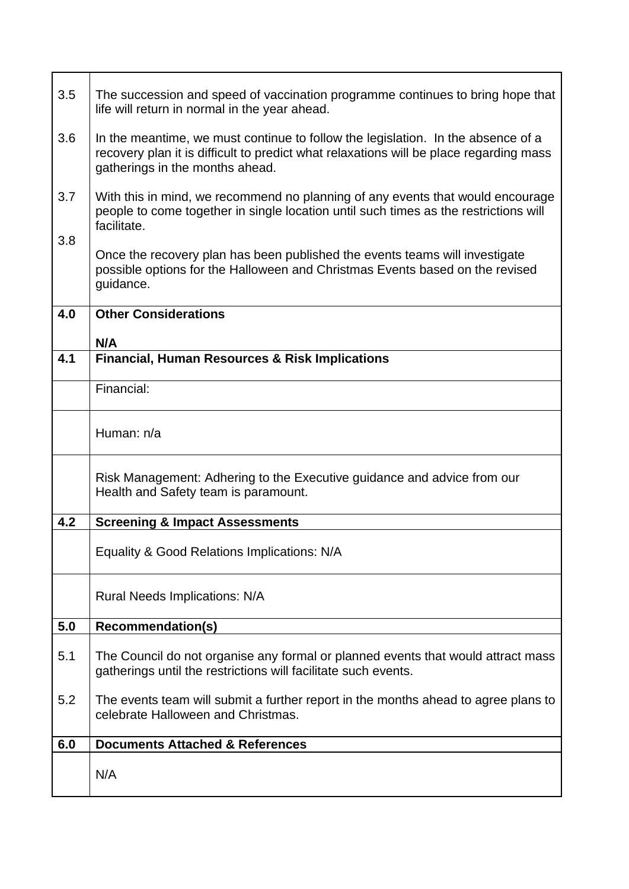| | |
|---|---|
| 3.5 | The succession and speed of vaccination programme continues to bring hope that life will return in normal in the year ahead. |
| 3.6 | In the meantime, we must continue to follow the legislation. In the absence of a recovery plan it is difficult to predict what relaxations will be place regarding mass gatherings in the months ahead. |
| 3.7 | With this in mind, we recommend no planning of any events that would encourage people to come together in single location until such times as the restrictions will facilitate. |
| 3.8 | Once the recovery plan has been published the events teams will investigate possible options for the Halloween and Christmas Events based on the revised guidance. |
| **4.0** | **Other Considerations**<br><br>**N/A** |
| **4.1** | **Financial, Human Resources & Risk Implications** |
| | Financial: |
| | Human: n/a |
| | Risk Management: Adhering to the Executive guidance and advice from our Health and Safety team is paramount. |
| **4.2** | **Screening & Impact Assessments** |
| | Equality & Good Relations Implications: N/A |
| | Rural Needs Implications: N/A |
| **5.0** | **Recommendation(s)** |
| 5.1 | The Council do not organise any formal or planned events that would attract mass gatherings until the restrictions will facilitate such events. |
| 5.2 | The events team will submit a further report in the months ahead to agree plans to celebrate Halloween and Christmas. |
| **6.0** | **Documents Attached & References** |
| | N/A |